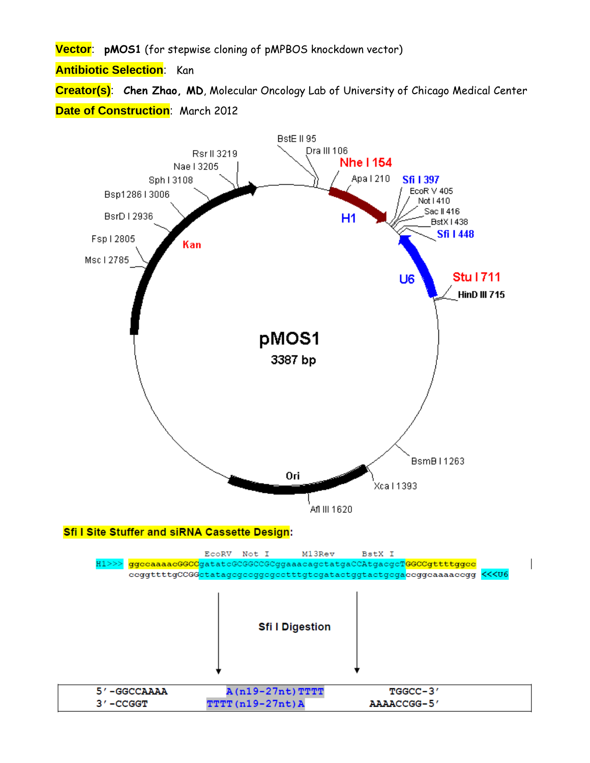**Vector**: **pMOS1** (for stepwise cloning of pMPBOS knockdown vector)

**Antibiotic Selection**: Kan

**Creator(s)**: ***Chen Zhao, MD***, Molecular Oncology Lab of University of Chicago Medical Center

**Date of Construction**: March 2012

pMOS1
3387 bp

BstE II 95
Dra III 106
Nhe I 154
Apa I 210
Sfi I 397
EcoR V 405
Not I 410
Sac II 416
BstX I 438
Sfi I 448
H1
U6
Stu I 711
HinD III 715
BsmB I 1263
Xca I 1393
Afl III 1620
Ori
Msc I 2785
Fsp I 2805
BsrD I 2936
Bsp1286 I 3006
Sph I 3108
Nae I 3205
Rsr II 3219
Kan

**Sfi I Site Stuffer and siRNA Cassette Design**:

```
                          EcoRV   Not I        M13Rev      BstX I
H1>>>  ggccaaaacGGCCgatatcGCGGCCGCggaaacagctatgaCCAtgacgcTGGCCgttttggcc
       ccggttttgCCGGctatagcgccggcgcctttgtcgatactggtactgcgaccggcaaaaccgg  <<<U6
```

Sfi I Digestion

```
5'-GGCCAAAA           A(n19-27nt)TTTT          TGGCC-3'
3'-CCGGT          TTTT(n19-27nt)A           AAAACCGG-5'
```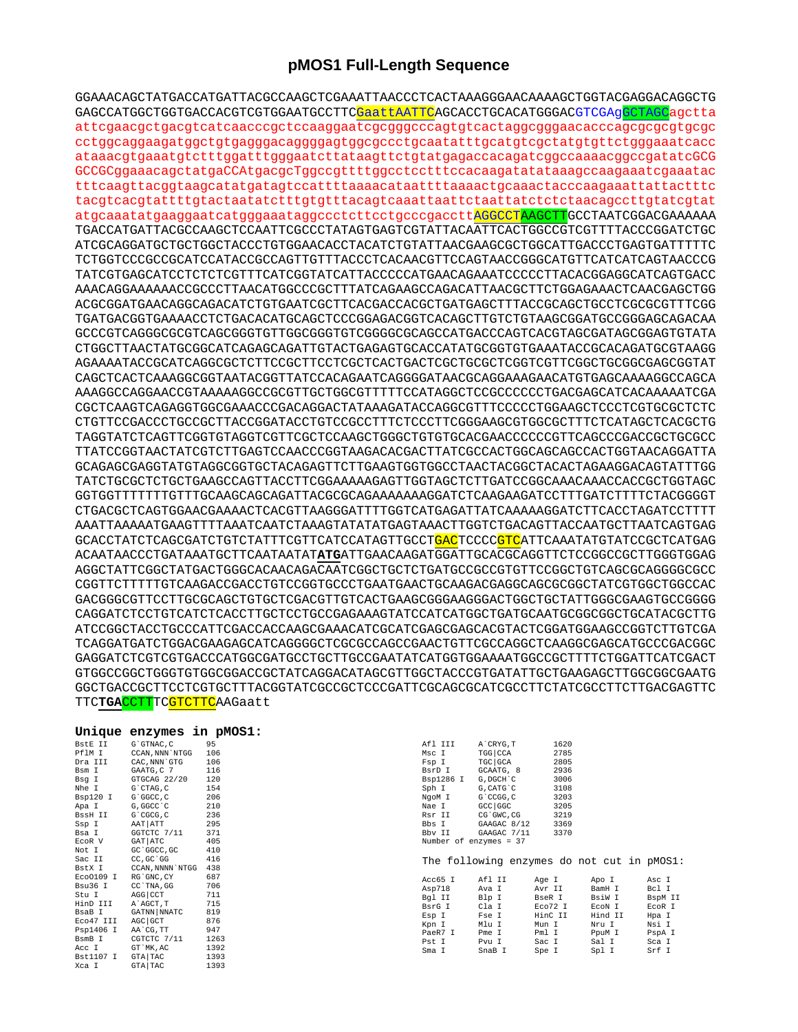# pMOS1 Full-Length Sequence

```
GGAAACAGCTATGACCATGATTACGCCAAGCTCGAAATTAACCCTCACTAAAGGGAACAAAAGCTGGTACGAGGACAGGCTG
GAGCCATGGCTGGTGACCACGTCGTGGAATGCCTTCGaattAATTCAGCACCTGCACATGGGACGTCGAgGCTAGCagctta
attcgaacgctgacgtcatcaacccgctccaaggaatcgcgggcccagtgtcactaggcgggaacacccagcgcgcgtgcgc
cctggcaggaagatggctgtgagggacaggggagtggcgccctgcaatatttgcatgtcgctatgtgttctgggaaatcacc
ataaacgtgaaatgtctttggatttgggaatcttataagttctgtatgagaccacagatcggcaaaacggccgatatcGCG
GCCGCggaaacagctatgaCCAtgacgcTggccgttttggcctcctttccacaagatatataaagccaagaaatcgaaatac
tttcaagttacggtaagcatatgatagtccattttaaaacataattttaaaactgcaaactacccaagaaattattactttc
tacgtcacgtattttgtactaatatctttgtgtttacagtcaaattaattctaattatctctctaacagccttgtatcgtat
atgcaaatatgaaggaatcatgggaaataggccctcttcctgcccgaccttAGGCCTAAGCTTGCCTAATCGGACGAAAAAA
TGACCATGATTACGCCAAGCTCCAATTCGCCCTATAGTGAGTCGTATTACAATTCACTGGCCGTCGTTTTACCCGGATCTGC
ATCGCAGGATGCTGCTGGCTACCCTGTGGAACACCTACATCTGTATTAACGAAGCGCTGGCATTGACCCTGAGTGATTTTTC
TCTGGTCCCGCCGCATCCATACCGCCAGTTGTTTACCCTCACAACGTTCCAGTAACCGGGCATGTTCATCATCAGTAACCCG
TATCGTGAGCATCCTCTCTCGTTTCATCGGTATCATTACCCCCATGAACAGAAATCCCCCTTACACGGAGGCATCAGTGACC
AAACAGGAAAAAACCGCCCTTAACATGGCCCGCTTTATCAGAAGCCAGACATTAACGCTTCTGGAGAAACTCAACGAGCTGG
ACGCGGATGAACAGGCAGACATCTGTGAATCGCTTCACGACCACGCTGATGAGCTTTACCGCAGCTGCCTCGCGCGTTTCGG
TGATGACGGTGAAAACCTCTGACACATGCAGCTCCCGGAGACGGTCACAGCTTGTCTGTAAGCGGATGCCGGGAGCAGACAA
GCCCGTCAGGGCGCGTCAGCGGGTGTTGGCGGGTGTCGGGGCGCAGCCATGACCCAGTCACGTAGCGATAGCGGAGTGTATA
CTGGCTTAACTATGCGGCATCAGAGCAGATTGTACTGAGAGTGCACCATATGCGGTGTGAAATACCGCACAGATGCGTAAGG
AGAAAATACCGCATCAGGCGCTCTTCCGCTTCCTCGCTCACTGACTCGCTGCGCTCGGTCGTTCGGCTGCGGCGAGCGGTAT
CAGCTCACTCAAAGGCGGTAATACGGTTATCCACAGAATCAGGGGATAACGCAGGAAAGAACATGTGAGCAAAAGGCCAGCA
AAAGGCCAGGAACCGTAAAAAGGCCGCGTTGCTGGCGTTTTTCCATAGGCTCCGCCCCCCTGACGAGCATCACAAAAATCGA
CGCTCAAGTCAGAGGTGGCGAAACCCGACAGGACTATAAAGATACCAGGCGTTTCCCCCTGGAAGCTCCCTCGTGCGCTCTC
CTGTTCCGACCCTGCCGCTTACCGGATACCTGTCCGCCTTTCTCCCTTCGGGAAGCGTGGCGCTTTCTCATAGCTCACGCTG
TAGGTATCTCAGTTCGGTGTAGGTCGTTCGCTCCAAGCTGGGCTGTGTGCACGAACCCCCCGTTCAGCCCGACCGCTGCGCC
TTATCCGGTAACTATCGTCTTGAGTCCAACCCGGTAAGACACGACTTATCGCCACTGGCAGCAGCCACTGGTAACAGGATTA
GCAGAGCGAGGTATGTAGGCGGTGCTACAGAGTTCTTGAAGTGGTGGCCTAACTACGGCTACACTAGAAGGACAGTATTTGG
TATCTGCGCTCTGCTGAAGCCAGTTACCTTCGGAAAAAGAGTTGGTAGCTCTTGATCCGGCAAACAAACCACCGCTGGTAGC
GGTGGTTTTTTTGTTTGCAAGCAGCAGATTACGCGCAGAAAAAAAGGATCTCAAGAAGATCCTTTGATCTTTTCTACGGGGT
CTGACGCTCAGTGGAACGAAAACTCACGTTAAGGGATTTTGGTCATGAGATTATCAAAAAGGATCTTCACCTAGATCCTTTT
AAATTAAAAATGAAGTTTTAAATCAATCTAAAGTATATATGAGTAAACTTGGTCTGACAGTTACCAATGCTTAATCAGTGAG
GCACCTATCTCAGCGATCTGTCTATTTCGTTCATCCATAGTTGCCTGACTCCCCGTCATTCAAATATGTATCCGCTCATGAG
ACAATAACCCTGATAAATGCTTCAATAATATATGATTGAACAAGATGGATTGCACGCAGGTTCTCCGGCCGCTTGGGTGGAG
AGGCTATTCGGCTATGACTGGGCACAACAGACAATCGGCTGCTCTGATGCCGCCGTGTTCCGGCTGTCAGCGCAGGGGCGCC
CGGTTCTTTTTGTCAAGACCGACCTGTCCGGTGCCCTGAATGAACTGCAAGACGAGGCAGCGCGGCTATCGTGGCTGGCCAC
GACGGGCGTTCCTTGCGCAGCTGTGCTCGACGTTGTCACTGAAGCGGGAAGGGACTGGCTGCTATTGGGCGAAGTGCCGGGG
CAGGATCTCCTGTCATCTCACCTTGCTCCTGCCGAGAAAGTATCCATCATGGCTGATGCAATGCGGCGGCTGCATACGCTTG
ATCCGGCTACCTGCCCATTCGACCACCAAGCGAAACATCGCATCGAGCGAGCACGTACTCGGATGGAAGCCGGTCTTGTCGA
TCAGGATGATCTGGACGAAGAGCATCAGGGGCTCGCGCCAGCCGAACTGTTCGCCAGGCTCAAGGCGAGCATGCCCGACGGC
GAGGATCTCGTCGTGACCCATGGCGATGCCTGCTTGCCGAATATCATGGTGGAAAATGGCCGCTTTTCTGGATTCATCGACT
GTGGCCGGCTGGGTGTGGCGGACCGCTATCAGGACATAGCGTTGGCTACCCGTGATATTGCTGAAGAGCTTGGCGGCGAATG
GGCTGACCGCTTCCTCGTGCTTTACGGTATCGCCGCTCCCGATTCGCAGCGCATCGCCTTCTATCGCCTTCTTGACGAGTTC
TTCTGACCTTTCGTCTTCAAGaatt
```

## Unique enzymes in pMOS1:

| | | |
|---|---|---|
| BstE II | G`GTNAC,C | 95 |
| PflM I | CCAN,NNN`NTGG | 106 |
| Dra III | CAC,NNN`GTG | 106 |
| Bsm I | GAATG,C 7 | 116 |
| Bsg I | GTGCAG 22/20 | 120 |
| Nhe I | G`CTAG,C | 154 |
| Bsp120 I | G`GGCC,C | 206 |
| Apa I | G,GGCC`C | 210 |
| BssH II | G`CGCG,C | 236 |
| Ssp I | AAT\|ATT | 295 |
| Bsa I | GGTCTC 7/11 | 371 |
| EcoR V | GAT\|ATC | 405 |
| Not I | GC`GGCC,GC | 410 |
| Sac II | CC,GC`GG | 416 |
| BstX I | CCAN,NNNN`NTGG | 438 |
| Eco0109 I | RG`GNC,CY | 687 |
| Bsu36 I | CC`TNA,GG | 706 |
| Stu I | AGG\|CCT | 711 |
| HinD III | A`AGCT,T | 715 |
| BsaB I | GATNN\|NNATC | 819 |
| Eco47 III | AGC\|GCT | 876 |
| Psp1406 I | AA`CG,TT | 947 |
| BsmB I | CGTCTC 7/11 | 1263 |
| Acc I | GT`MK,AC | 1392 |
| Bst1107 I | GTA\|TAC | 1393 |
| Xca I | GTA\|TAC | 1393 |
| Afl III | A`CRYG,T | 1620 |
| Msc I | TGG\|CCA | 2785 |
| Fsp I | TGC\|GCA | 2805 |
| BsrD I | GCAATG, 8 | 2936 |
| Bsp1286 I | G,DGCH`C | 3006 |
| Sph I | G,CATG`C | 3108 |
| NgoM I | G`CCGG,C | 3203 |
| Nae I | GCC\|GGC | 3205 |
| Rsr II | CG`GWC,CG | 3219 |
| Bbs I | GAAGAC 8/12 | 3369 |
| Bbv II | GAAGAC 7/11 | 3370 |

Number of enzymes = 37

The following enzymes do not cut in pMOS1:

| | | | | |
|---|---|---|---|---|
| Acc65 I | Afl II | Age I | Apo I | Asc I |
| Asp718 | Ava I | Avr II | BamH I | Bcl I |
| Bgl II | Blp I | BseR I | BsiW I | BspM II |
| BsrG I | Cla I | Eco72 I | EcoN I | EcoR I |
| Esp I | Fse I | HinC II | Hind II | Hpa I |
| Kpn I | Mlu I | Mun I | Nru I | Nsi I |
| PaeR7 I | Pme I | Pml I | PpuM I | PspA I |
| Pst I | Pvu I | Sac I | Sal I | Sca I |
| Sma I | SnaB I | Spe I | Spl I | Srf I |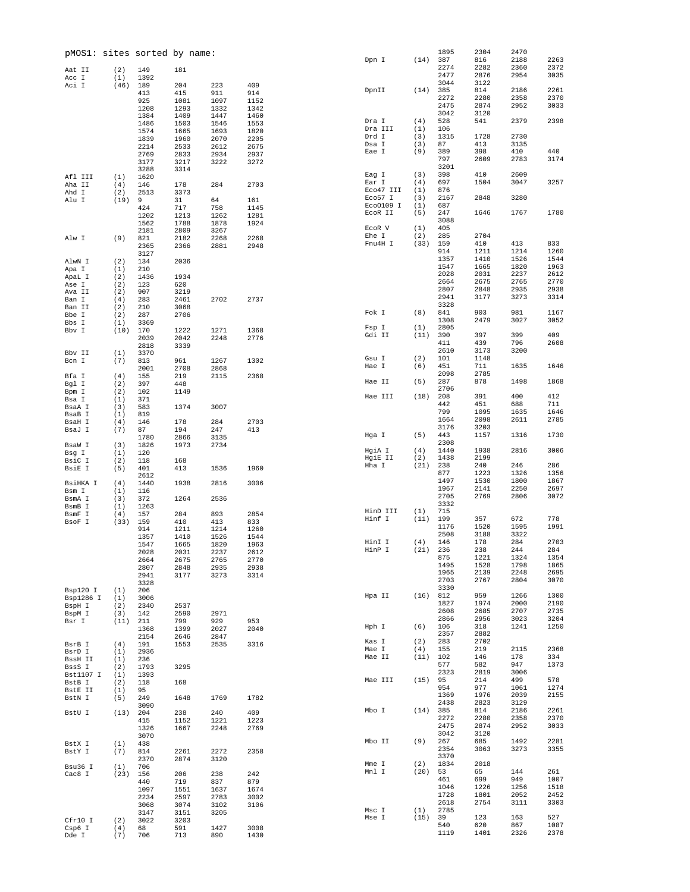pMOS1: sites sorted by name:

| Enzyme | Count | Sites | | | |
|---|---|---|---|---|---|
| Aat II | (2) | 149 | 181 | | |
| Acc I | (1) | 1392 | | | |
| Aci I | (46) | 189 | 204 | 223 | 409 |
| | | 413 | 415 | 911 | 914 |
| | | 925 | 1081 | 1097 | 1152 |
| | | 1208 | 1293 | 1332 | 1342 |
| | | 1384 | 1409 | 1447 | 1460 |
| | | 1486 | 1503 | 1546 | 1553 |
| | | 1574 | 1665 | 1693 | 1820 |
| | | 1839 | 1960 | 2070 | 2205 |
| | | 2214 | 2533 | 2612 | 2675 |
| | | 2769 | 2833 | 2934 | 2937 |
| | | 3177 | 3217 | 3222 | 3272 |
| | | 3288 | 3314 | | |
| Afl III | (1) | 1620 | | | |
| Aha II | (4) | 146 | 178 | 284 | 2703 |
| Ahd I | (2) | 2513 | 3373 | | |
| Alu I | (19) | 9 | 31 | 64 | 161 |
| | | 424 | 717 | 758 | 1145 |
| | | 1202 | 1213 | 1262 | 1281 |
| | | 1562 | 1788 | 1878 | 1924 |
| | | 2181 | 2809 | 3267 | |
| Alw I | (9) | 821 | 2182 | 2268 | 2268 |
| | | 2365 | 2366 | 2881 | 2948 |
| | | 3127 | | | |
| AlwN I | (2) | 134 | 2036 | | |
| Apa I | (1) | 210 | | | |
| ApaL I | (2) | 1436 | 1934 | | |
| Ase I | (2) | 123 | 620 | | |
| Ava II | (2) | 907 | 3219 | | |
| Ban I | (4) | 283 | 2461 | 2702 | 2737 |
| Ban II | (2) | 210 | 3068 | | |
| Bbe I | (2) | 287 | 2706 | | |
| Bbs I | (1) | 3369 | | | |
| Bbv I | (10) | 170 | 1222 | 1271 | 1368 |
| | | 2039 | 2042 | 2248 | 2776 |
| | | 2818 | 3339 | | |
| Bbv II | (1) | 3370 | | | |
| Bcn I | (7) | 813 | 961 | 1267 | 1302 |
| | | 2001 | 2708 | 2868 | |
| Bfa I | (4) | 155 | 219 | 2115 | 2368 |
| Bgl I | (2) | 397 | 448 | | |
| Bpm I | (2) | 102 | 1149 | | |
| Bsa I | (1) | 371 | | | |
| BsaA I | (3) | 583 | 1374 | 3007 | |
| BsaB I | (1) | 819 | | | |
| BsaH I | (4) | 146 | 178 | 284 | 2703 |
| BsaJ I | (7) | 87 | 194 | 247 | 413 |
| | | 1780 | 2866 | 3135 | |
| BsaW I | (3) | 1826 | 1973 | 2734 | |
| Bsg I | (1) | 120 | | | |
| BsiC I | (2) | 118 | 168 | | |
| BsiE I | (5) | 401 | 413 | 1536 | 1960 |
| | | 2612 | | | |
| BsiHKA I | (4) | 1440 | 1938 | 2816 | 3006 |
| Bsm I | (1) | 116 | | | |
| BsmA I | (3) | 372 | 1264 | 2536 | |
| BsmB I | (1) | 1263 | | | |
| BsmF I | (4) | 157 | 284 | 893 | 2854 |
| BsoF I | (33) | 159 | 410 | 413 | 833 |
| | | 914 | 1211 | 1214 | 1260 |
| | | 1357 | 1410 | 1526 | 1544 |
| | | 1547 | 1665 | 1820 | 1963 |
| | | 2028 | 2031 | 2237 | 2612 |
| | | 2664 | 2675 | 2765 | 2770 |
| | | 2807 | 2848 | 2935 | 2938 |
| | | 2941 | 3177 | 3273 | 3314 |
| | | 3328 | | | |
| Bsp120 I | (1) | 206 | | | |
| Bsp1286 I | (1) | 3006 | | | |
| BspH I | (2) | 2340 | 2537 | | |
| BspM I | (3) | 142 | 2590 | 2971 | |
| Bsr I | (11) | 211 | 799 | 929 | 953 |
| | | 1368 | 1399 | 2027 | 2040 |
| | | 2154 | 2646 | 2847 | |
| BsrB I | (4) | 191 | 1553 | 2535 | 3316 |
| BsrD I | (1) | 2936 | | | |
| BssH II | (1) | 236 | | | |
| BssS I | (2) | 1793 | 3295 | | |
| Bst1107 I | (1) | 1393 | | | |
| BstB I | (2) | 118 | 168 | | |
| BstE II | (1) | 95 | | | |
| BstN I | (5) | 249 | 1648 | 1769 | 1782 |
| | | 3090 | | | |
| BstU I | (13) | 204 | 238 | 240 | 409 |
| | | 415 | 1152 | 1221 | 1223 |
| | | 1326 | 1667 | 2248 | 2769 |
| | | 3070 | | | |
| BstX I | (1) | 438 | | | |
| BstY I | (7) | 814 | 2261 | 2272 | 2358 |
| | | 2370 | 2874 | 3120 | |
| Bsu36 I | (1) | 706 | | | |
| Cac8 I | (23) | 156 | 206 | 238 | 242 |
| | | 440 | 719 | 837 | 879 |
| | | 1097 | 1551 | 1637 | 1674 |
| | | 2234 | 2597 | 2783 | 3002 |
| | | 3068 | 3074 | 3102 | 3106 |
| | | 3147 | 3151 | 3205 | |
| Cfr10 I | (2) | 3022 | 3203 | | |
| Csp6 I | (4) | 68 | 591 | 1427 | 3008 |
| Dde I | (7) | 706 | 713 | 890 | 1430 |
| | | 1895 | 2304 | 2470 | |
| Dpn I | (14) | 387 | 816 | 2188 | 2263 |
| | | 2274 | 2282 | 2360 | 2372 |
| | | 2477 | 2876 | 2954 | 3035 |
| | | 3044 | 3122 | | |
| DpnII | (14) | 385 | 814 | 2186 | 2261 |
| | | 2272 | 2280 | 2358 | 2370 |
| | | 2475 | 2874 | 2952 | 3033 |
| | | 3042 | 3120 | | |
| Dra I | (4) | 528 | 541 | 2379 | 2398 |
| Dra III | (1) | 106 | | | |
| Drd I | (3) | 1315 | 1728 | 2730 | |
| Dsa I | (3) | 87 | 413 | 3135 | |
| Eae I | (9) | 389 | 398 | 410 | 440 |
| | | 797 | 2609 | 2783 | 3174 |
| | | 3201 | | | |
| Eag I | (3) | 398 | 410 | 2609 | |
| Ear I | (4) | 697 | 1504 | 3047 | 3257 |
| Eco47 III | (1) | 876 | | | |
| Eco57 I | (3) | 2167 | 2848 | 3280 | |
| EcoO109 I | (1) | 687 | | | |
| EcoR II | (5) | 247 | 1646 | 1767 | 1780 |
| | | 3088 | | | |
| EcoR V | (1) | 405 | | | |
| Ehe I | (2) | 285 | 2704 | | |
| Fnu4H I | (33) | 159 | 410 | 413 | 833 |
| | | 914 | 1211 | 1214 | 1260 |
| | | 1357 | 1410 | 1526 | 1544 |
| | | 1547 | 1665 | 1820 | 1963 |
| | | 2028 | 2031 | 2237 | 2612 |
| | | 2664 | 2675 | 2765 | 2770 |
| | | 2807 | 2848 | 2935 | 2938 |
| | | 2941 | 3177 | 3273 | 3314 |
| | | 3328 | | | |
| Fok I | (8) | 841 | 903 | 981 | 1167 |
| | | 1308 | 2479 | 3027 | 3052 |
| Fsp I | (1) | 2805 | | | |
| Gdi II | (11) | 390 | 397 | 399 | 409 |
| | | 411 | 439 | 796 | 2608 |
| | | 2610 | 3173 | 3200 | |
| Gsu I | (2) | 101 | 1148 | | |
| Hae I | (6) | 451 | 711 | 1635 | 1646 |
| | | 2098 | 2785 | | |
| Hae II | (5) | 287 | 878 | 1498 | 1868 |
| | | 2706 | | | |
| Hae III | (18) | 208 | 391 | 400 | 412 |
| | | 442 | 451 | 688 | 711 |
| | | 799 | 1095 | 1635 | 1646 |
| | | 1664 | 2098 | 2611 | 2785 |
| | | 3176 | 3203 | | |
| Hga I | (5) | 443 | 1157 | 1316 | 1730 |
| | | 2308 | | | |
| HgiA I | (4) | 1440 | 1938 | 2816 | 3006 |
| HgiE II | (2) | 1438 | 2199 | | |
| Hha I | (21) | 238 | 240 | 246 | 286 |
| | | 877 | 1223 | 1326 | 1356 |
| | | 1497 | 1530 | 1800 | 1867 |
| | | 1967 | 2141 | 2250 | 2697 |
| | | 2705 | 2769 | 2806 | 3072 |
| | | 3332 | | | |
| HinD III | (1) | 715 | | | |
| Hinf I | (11) | 199 | 357 | 672 | 778 |
| | | 1176 | 1520 | 1595 | 1991 |
| | | 2508 | 3188 | 3322 | |
| HinI I | (4) | 146 | 178 | 284 | 2703 |
| HinP I | (21) | 236 | 238 | 244 | 284 |
| | | 875 | 1221 | 1324 | 1354 |
| | | 1495 | 1528 | 1798 | 1865 |
| | | 1965 | 2139 | 2248 | 2695 |
| | | 2703 | 2767 | 2804 | 3070 |
| | | 3330 | | | |
| Hpa II | (16) | 812 | 959 | 1266 | 1300 |
| | | 1827 | 1974 | 2000 | 2190 |
| | | 2608 | 2685 | 2707 | 2735 |
| | | 2866 | 2956 | 3023 | 3204 |
| Hph I | (6) | 106 | 318 | 1241 | 1250 |
| | | 2357 | 2882 | | |
| Kas I | (2) | 283 | 2702 | | |
| Mae I | (4) | 155 | 219 | 2115 | 2368 |
| Mae II | (11) | 102 | 146 | 178 | 334 |
| | | 577 | 582 | 947 | 1373 |
| | | 2323 | 2819 | 3006 | |
| Mae III | (15) | 95 | 214 | 499 | 578 |
| | | 954 | 977 | 1061 | 1274 |
| | | 1369 | 1976 | 2039 | 2155 |
| | | 2438 | 2823 | 3129 | |
| Mbo I | (14) | 385 | 814 | 2186 | 2261 |
| | | 2272 | 2280 | 2358 | 2370 |
| | | 2475 | 2874 | 2952 | 3033 |
| | | 3042 | 3120 | | |
| Mbo II | (9) | 267 | 685 | 1492 | 2281 |
| | | 2354 | 3063 | 3273 | 3355 |
| | | 3370 | | | |
| Mme I | (2) | 1834 | 2018 | | |
| Mnl I | (20) | 53 | 65 | 144 | 261 |
| | | 461 | 699 | 949 | 1007 |
| | | 1046 | 1226 | 1256 | 1518 |
| | | 1728 | 1801 | 2052 | 2452 |
| | | 2618 | 2754 | 3111 | 3303 |
| Msc I | (1) | 2785 | | | |
| Mse I | (15) | 39 | 123 | 163 | 527 |
| | | 540 | 620 | 867 | 1087 |
| | | 1119 | 1401 | 2326 | 2378 |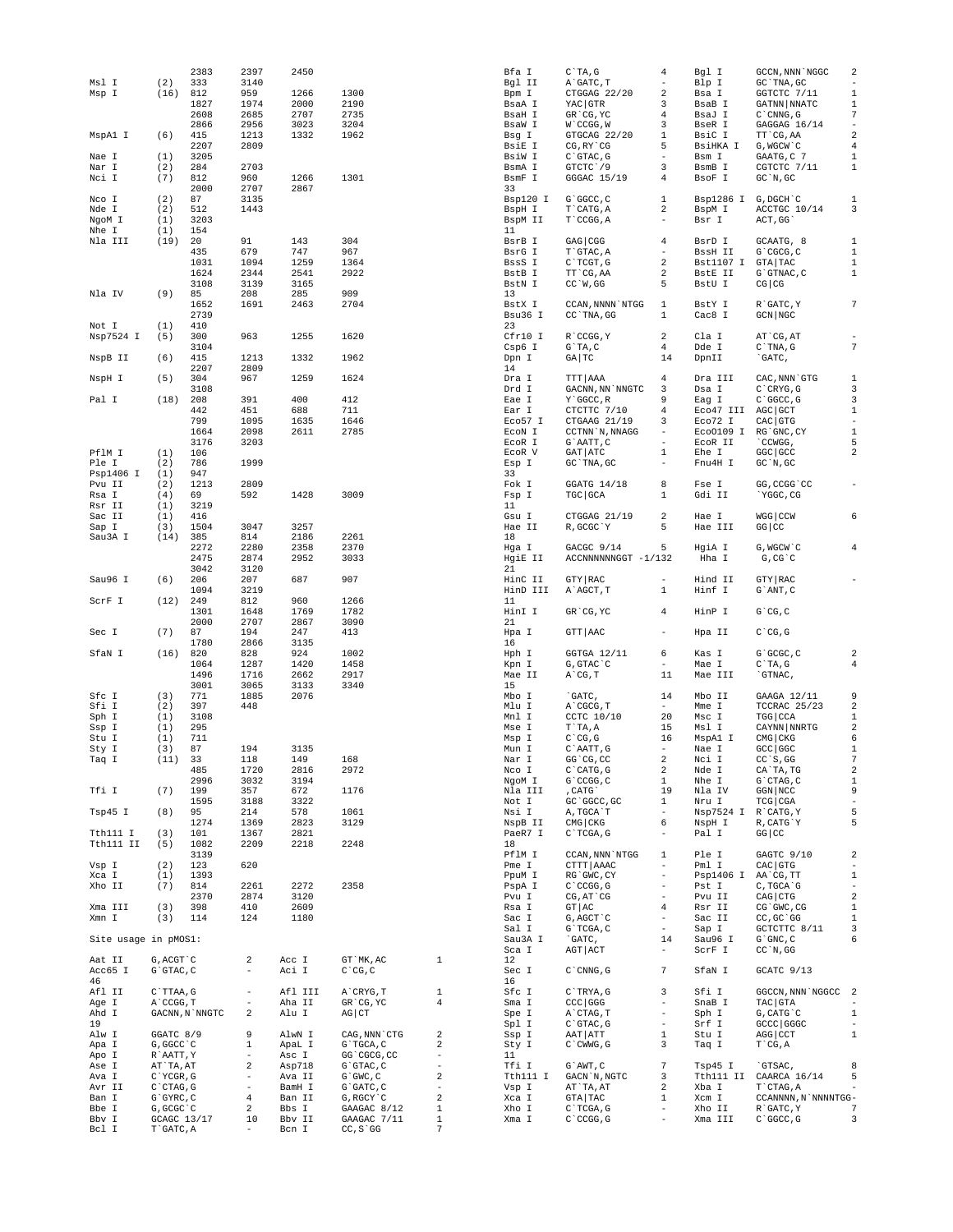```
                2383   2397   2450
Msl I     (2)   333    3140
Msp I     (16)  812    959    1266   1300
                1827   1974   2000   2190
                2608   2685   2707   2735
                2866   2956   3023   3204
MspA1 I   (6)   415    1213   1332   1962
                2207   2809
Nae I     (1)   3205
Nar I     (2)   284    2703
Nci I     (7)   812    960    1266   1301
                2000   2707   2867
Nco I     (2)   87     3135
Nde I     (2)   512    1443
NgoM I    (1)   3203
Nhe I     (1)   154
Nla III   (19)  20     91     143    304
                435    679    747    967
                1031   1094   1259   1364
                1624   2344   2541   2922
                3108   3139   3165
Nla IV    (9)   85     208    285    909
                1652   1691   2463   2704
                2739
Not I     (1)   410
Nsp7524 I (5)   300    963    1255   1620
                3104
NspB II   (6)   415    1213   1332   1962
                2207   2809
NspH I    (5)   304    967    1259   1624
                3108
Pal I     (18)  208    391    400    412
                442    451    688    711
                799    1095   1635   1646
                1664   2098   2611   2785
                3176   3203
PflM I    (1)   106
Ple I     (2)   786    1999
Psp1406 I (1)   947
Pvu II    (2)   1213   2809
Rsa I     (4)   69     592    1428   3009
Rsr II    (1)   3219
Sac II    (1)   416
Sap I     (3)   1504   3047   3257
Sau3A I   (14)  385    814    2186   2261
                2272   2280   2358   2370
                2475   2874   2952   3033
                3042   3120
Sau96 I   (6)   206    207    687    907
                1094   3219
ScrF I    (12)  249    812    960    1266
                1301   1648   1769   1782
                2000   2707   2867   3090
Sec I     (7)   87     194    247    413
                1780   2866   3135
SfaN I    (16)  820    828    924    1002
                1064   1287   1420   1458
                1496   1716   2662   2917
                3001   3065   3133   3340
Sfc I     (3)   771    1885   2076
Sfi I     (2)   397    448
Sph I     (1)   3108
Ssp I     (1)   295
Stu I     (1)   711
Sty I     (3)   87     194    3135
Taq I     (11)  33     118    149    168
                485    1720   2816   2972
                2996   3032   3194
Tfi I     (7)   199    357    672    1176
                1595   3188   3322
Tsp45 I   (8)   95     214    578    1061
                1274   1369   2823   3129
Tth111 I  (3)   101    1367   2821
Tth111 II (5)   1082   2209   2218   2248
                3139
Vsp I     (2)   123    620
Xca I     (1)   1393
Xho II    (7)   814    2261   2272   2358
                2370   2874   3120
Xma III   (3)   398    410    2609
Xmn I     (3)   114    124    1180
```

Site usage in pMOS1:

```
Aat II     G,ACGT`C        2     Acc I      GT`MK,AC        1
Acc65 I    G`GTAC,C        -     Aci I      C`CG,C
46
Afl II     C`TTAA,G        -     Afl III    A`CRYG,T        1
Age I      A`CCGG,T        -     Aha II     GR`CG,YC        4
Ahd I      GACNN,N`NNGTC   2     Alu I      AG|CT
19
Alw I      GGATC 8/9       9     AlwN I     CAG,NNN`CTG     2
Apa I      G,GGCC`C        1     ApaL I     G`TGCA,C        2
Apo I      R`AATT,Y        -     Asc I      GG`CGCG,CC      -
Ase I      AT`TA,AT        2     Asp718     G`GTAC,C        -
Ava I      C`YCGR,G        -     Ava II     G`GWC,C         2
Avr II     C`CTAG,G        -     BamH I     G`GATC,C        -
Ban I      G`GYRC,C        4     Ban II     G,RGCY`C        2
Bbe I      G,GCGC`C        2     Bbs I      GAAGAC 8/12     1
Bbv I      GCAGC 13/17     10    Bbv II     GAAGAC 7/11     1
Bcl I      T`GATC,A        -     Bcn I      CC,S`GG         7
Bfa I      C`TA,G          4     Bgl I      GCCN,NNN`NGGC   2
Bgl II     A`GATC,T        -     Blp I      GC`TNA,GC       -
Bpm I      CTGGAG 22/20    2     Bsa I      GGTCTC 7/11     1
BsaA I     YAC|GTR         3     BsaB I     GATNN|NNATC     1
BsaH I     GR`CG,YC        4     BsaJ I     C`CNNG,G        7
BsaW I     W`CCGG,W        3     BseR I     GAGGAG 16/14    -
Bsg I      GTGCAG 22/20    1     BsiC I     TT`CG,AA        2
BsiE I     CG,RY`CG        5     BsiHKA I   G,WGCW`C        4
BsiW I     C`GTAC,G        -     Bsm I      GAATG,C 7       1
BsmA I     GTCTC`/9        3     BsmB I     CGTCTC 7/11     1
BsmF I     GGGAC 15/19     4     BsoF I     GC`N,GC
33
Bsp120 I   G`GGCC,C        1     Bsp1286 I  G,DGCH`C        1
BspH I     T`CATG,A        2     BspM I     ACCTGC 10/14    3
BspM II    T`CCGG,A        -     Bsr I      ACT,GG`
11
BsrB I     GAG|CGG         4     BsrD I     GCAATG, 8       1
BsrG I     T`GTAC,A        -     BssH II    G`CGCG,C        1
BssS I     C`TCGT,G        2     Bst1107 I  GTA|TAC         1
BstB I     TT`CG,AA        2     BstE II    G`GTNAC,C       1
BstN I     CC`W,GG         5     BstU I     CG|CG
13
BstX I     CCAN,NNNN`NTGG  1     BstY I     R`GATC,Y        7
Bsu36 I    CC`TNA,GG       1     Cac8 I     GCN|NGC
23
Cfr10 I    R`CCGG,Y        2     Cla I      AT`CG,AT        -
Csp6 I     G`TA,C          4     Dde I      C`TNA,G         7
Dpn I      GA|TC           14    DpnII      `GATC,
14
Dra I      TTT|AAA         4     Dra III    CAC,NNN`GTG     1
Drd I      GACNN,NN`NNGTC  3     Dsa I      C`CRYG,G        3
Eae I      Y`GGCC,R        9     Eag I      C`GGCC,G        3
Ear I      CTCTTC 7/10     4     Eco47 III  AGC|GCT         1
Eco57 I    CTGAAG 21/19    3     Eco72 I    CAC|GTG         -
EcoN I     CCTNN`N,NNAGG   -     EcoO109 I  RG`GNC,CY       1
EcoR I     G`AATT,C        -     EcoR II    `CCWGG,         5
EcoR V     GAT|ATC         1     Ehe I      GGC|GCC         2
Esp I      GC`TNA,GC       -     Fnu4H I    GC`N,GC
33
Fok I      GGATG 14/18     8     Fse I      GG,CCGG`CC      -
Fsp I      TGC|GCA         1     Gdi II     `YGGC,CG
11
Gsu I      CTGGAG 21/19    2     Hae I      WGG|CCW         6
Hae II     R,GCGC`Y        5     Hae III    GG|CC
18
Hga I      GACGC 9/14      5     HgiA I     G,WGCW`C        4
HgiE II    ACCNNNNNNGGT -1/132    Hha I      G,CG`C
21
HinC II    GTY|RAC         -     Hind II    GTY|RAC         -
HinD III   A`AGCT,T        1     Hinf I     G`ANT,C
11
HinI I     GR`CG,YC        4     HinP I     G`CG,C
21
Hpa I      GTT|AAC         -     Hpa II     C`CG,G
16
Hph I      GGTGA 12/11     6     Kas I      G`GCGC,C        2
Kpn I      G,GTAC`C        -     Mae I      C`TA,G          4
Mae II     A`CG,T          11    Mae III    `GTNAC,
15
Mbo I      `GATC,          14    Mbo II     GAAGA 12/11     9
Mlu I      A`CGCG,T        -     Mme I      TCCRAC 25/23    2
Mnl I      CCTC 10/10      20    Msc I      TGG|CCA         1
Mse I      T`TA,A          15    Msl I      CAYNN|NNRTG     2
Msp I      C`CG,G          16    MspA1 I    CMG|CKG         6
Mun I      C`AATT,G        -     Nae I      GCC|GGC         1
Nar I      GG`CG,CC        2     Nci I      CC`S,GG         7
Nco I      C`CATG,G        2     Nde I      CA`TA,TG        2
NgoM I     G`CCGG,C        1     Nhe I      G`CTAG,C        1
Nla III    ,CATG`          19    Nla IV     GGN|NCC         9
Not I      GC`GGCC,GC      1     Nru I      TCG|CGA         -
Nsi I      A,TGCA`T        -     Nsp7524 I  R`CATG,Y        5
NspB II    CMG|CKG         6     NspH I     R,CATG`Y        5
PaeR7 I    C`TCGA,G        -     Pal I      GG|CC
18
PflM I     CCAN,NNN`NTGG   1     Ple I      GAGTC 9/10      2
Pme I      CTTT|AAAC       -     Pml I      CAC|GTG         -
PpuM I     RG`GWC,CY       -     Psp1406 I  AA`CG,TT        1
PspA I     C`CCGG,G        -     Pst I      C,TGCA`G        -
Pvu I      CG,AT`CG        -     Pvu II     CAG|CTG         2
Rsa I      GT|AC           4     Rsr II     CG`GWC,CG       1
Sac I      G,AGCT`C        -     Sac II     CC,GC`GG        1
Sal I      G`TCGA,C        -     Sap I      GCTCTTC 8/11    3
Sau3A I    `GATC,          14    Sau96 I    G`GNC,C         6
Sca I      AGT|ACT         -     ScrF I     CC`N,GG
12
Sec I      C`CNNG,G        7     SfaN I     GCATC 9/13
16
Sfc I      C`TRYA,G        3     Sfi I      GGCCN,NNN`NGGCC 2
Sma I      CCC|GGG         -     SnaB I     TAC|GTA         -
Spe I      A`CTAG,T        -     Sph I      G,CATG`C        1
Spl I      C`GTAC,G        -     Srf I      GCCC|GGGC       -
Ssp I      AAT|ATT         1     Stu I      AGG|CCT         1
Sty I      C`CWWG,G        3     Taq I      T`CG,A
11
Tfi I      G`AWT,C         7     Tsp45 I    `GTSAC,         8
Tth111 I   GACN`N,NGTC     3     Tth111 II  CAARCA 16/14    5
Vsp I      AT`TA,AT        2     Xba I      T`CTAG,A        -
Xca I      GTA|TAC         1     Xcm I      CCANNNNN,N`NNNNTGG-
Xho I      C`TCGA,G        -     Xho II     R`GATC,Y        7
Xma I      C`CCGG,G        -     Xma III    C`GGCC,G        3
```